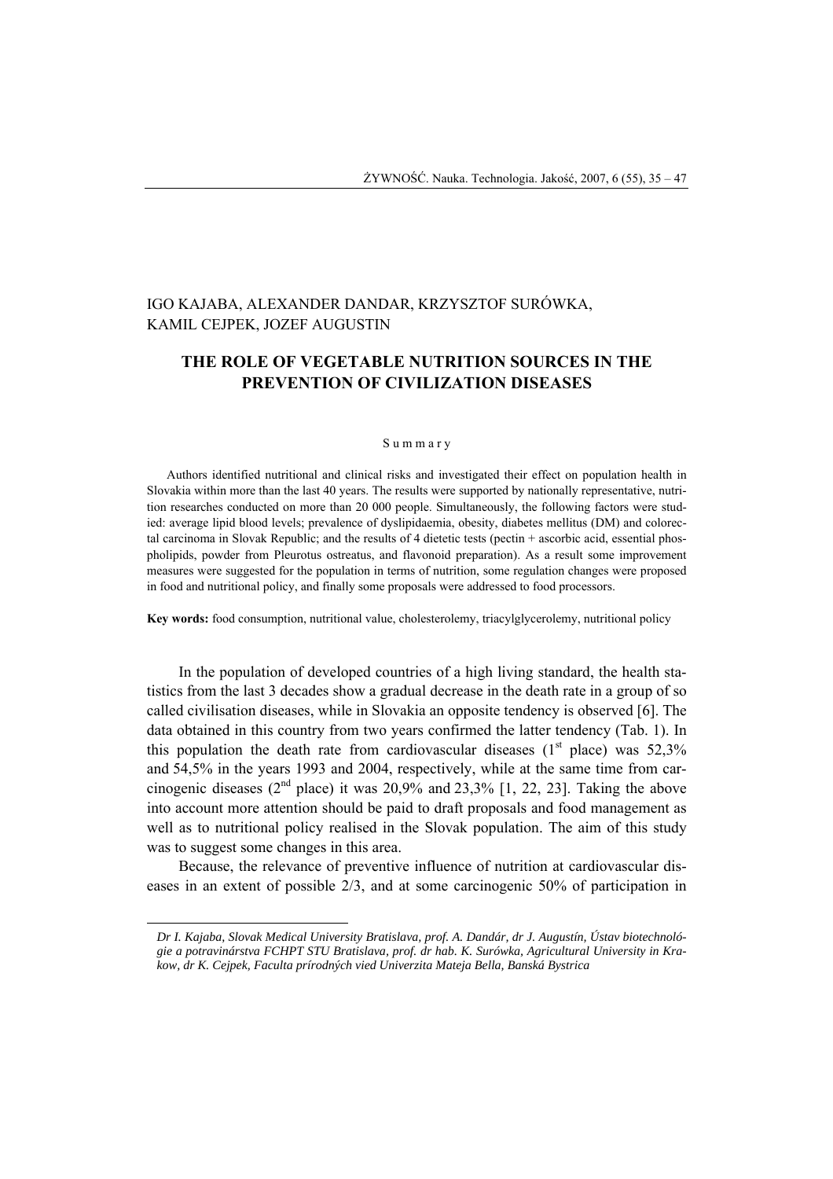IGO KAJABA, ALEXANDER DANDAR, KRZYSZTOF SURÓWKA, KAMIL CEJPEK, JOZEF AUGUSTIN

# THE ROLE OF VEGETABLE NUTRITION SOURCES IN THE PREVENTION OF CIVILIZATION DISEASES

## Summary

Authors identified nutritional and clinical risks and investigated their effect on population health in Slovakia within more than the last 40 years. The results were supported by nationally representative, nutrition researches conducted on more than 20 000 people. Simultaneously, the following factors were studied: average lipid blood levels; prevalence of dyslipidaemia, obesity, diabetes mellitus (DM) and colorectal carcinoma in Slovak Republic; and the results of 4 dietetic tests (pectin + ascorbic acid, essential phospholipids, powder from Pleurotus ostreatus, and flavonoid preparation). As a result some improvement measures were suggested for the population in terms of nutrition, some regulation changes were proposed in food and nutritional policy, and finally some proposals were addressed to food processors.

**Key words:** food consumption, nutritional value, cholesterolemy, triacylglycerolemy, nutritional policy

In the population of developed countries of a high living standard, the health statistics from the last 3 decades show a gradual decrease in the death rate in a group of so called civilisation diseases, while in Slovakia an opposite tendency is observed [6]. The data obtained in this country from two years confirmed the latter tendency (Tab. 1). In this population the death rate from cardiovascular diseases (1st place) was 52,3% and 54,5% in the years 1993 and 2004, respectively, while at the same time from carcinogenic diseases (2nd place) it was 20,9% and 23,3% [1, 22, 23]. Taking the above into account more attention should be paid to draft proposals and food management as well as to nutritional policy realised in the Slovak population. The aim of this study was to suggest some changes in this area.

Because, the relevance of preventive influence of nutrition at cardiovascular diseases in an extent of possible 2/3, and at some carcinogenic 50% of participation in

*Dr I. Kajaba, Slovak Medical University Bratislava, prof. A. Dandár, dr J. Augustín, Ústav biotechnológie a potravinárstva FCHPT STU Bratislava, prof. dr hab. K. Surówka, Agricultural University in Krakow, dr K. Cejpek, Faculta prírodných vied Univerzita Mateja Bella, Banská Bystrica*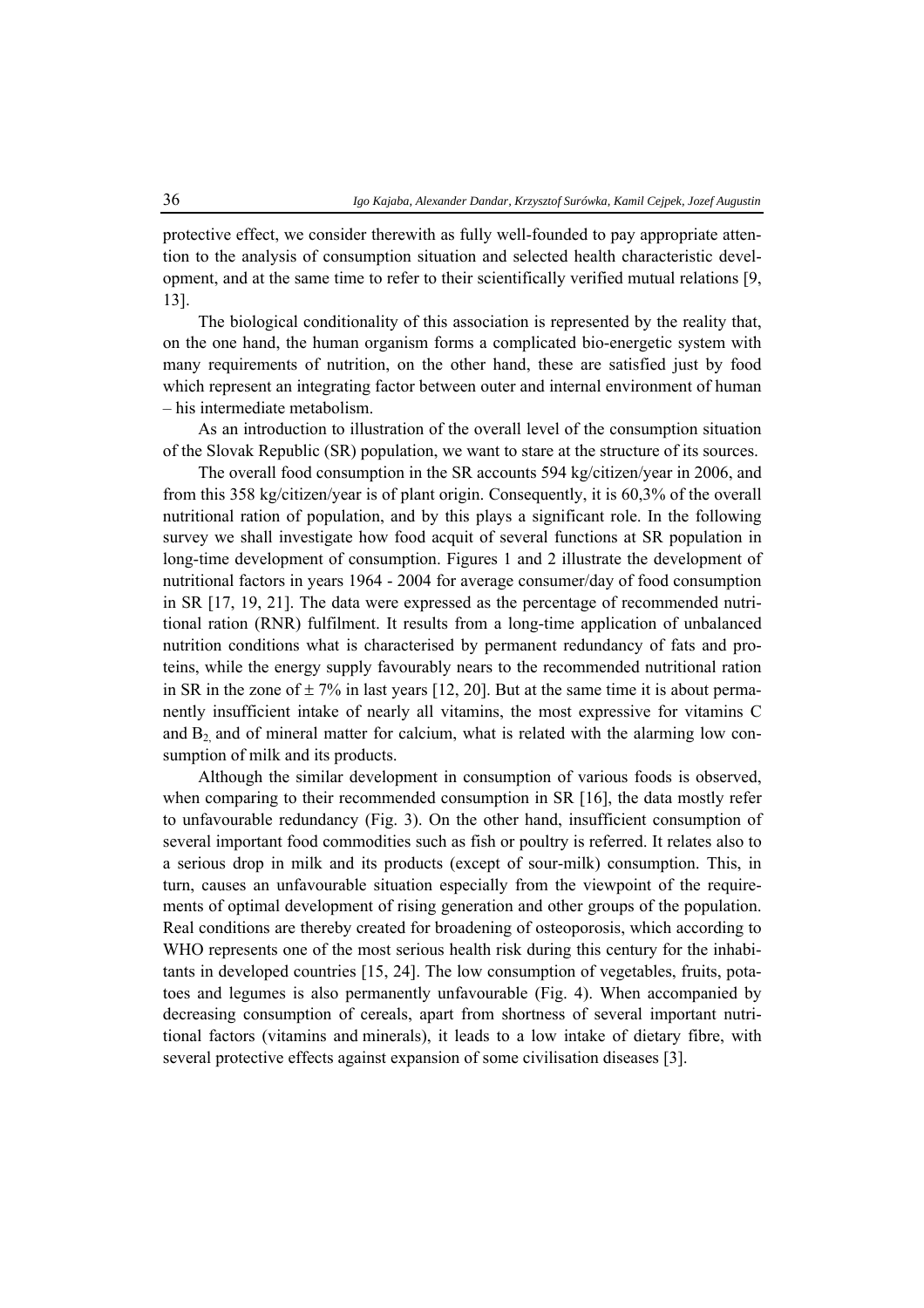protective effect, we consider therewith as fully well-founded to pay appropriate attention to the analysis of consumption situation and selected health characteristic development, and at the same time to refer to their scientifically verified mutual relations [9, 13].

The biological conditionality of this association is represented by the reality that, on the one hand, the human organism forms a complicated bio-energetic system with many requirements of nutrition, on the other hand, these are satisfied just by food which represent an integrating factor between outer and internal environment of human – his intermediate metabolism.

As an introduction to illustration of the overall level of the consumption situation of the Slovak Republic (SR) population, we want to stare at the structure of its sources.

The overall food consumption in the SR accounts 594 kg/citizen/year in 2006, and from this 358 kg/citizen/year is of plant origin. Consequently, it is 60,3% of the overall nutritional ration of population, and by this plays a significant role. In the following survey we shall investigate how food acquit of several functions at SR population in long-time development of consumption. Figures 1 and 2 illustrate the development of nutritional factors in years 1964 - 2004 for average consumer/day of food consumption in SR [17, 19, 21]. The data were expressed as the percentage of recommended nutritional ration (RNR) fulfilment. It results from a long-time application of unbalanced nutrition conditions what is characterised by permanent redundancy of fats and proteins, while the energy supply favourably nears to the recommended nutritional ration in SR in the zone of ± 7% in last years [12, 20]. But at the same time it is about permanently insufficient intake of nearly all vitamins, the most expressive for vitamins C and $B_2$, and of mineral matter for calcium, what is related with the alarming low consumption of milk and its products.

Although the similar development in consumption of various foods is observed, when comparing to their recommended consumption in SR [16], the data mostly refer to unfavourable redundancy (Fig. 3). On the other hand, insufficient consumption of several important food commodities such as fish or poultry is referred. It relates also to a serious drop in milk and its products (except of sour-milk) consumption. This, in turn, causes an unfavourable situation especially from the viewpoint of the requirements of optimal development of rising generation and other groups of the population. Real conditions are thereby created for broadening of osteoporosis, which according to WHO represents one of the most serious health risk during this century for the inhabitants in developed countries [15, 24]. The low consumption of vegetables, fruits, potatoes and legumes is also permanently unfavourable (Fig. 4). When accompanied by decreasing consumption of cereals, apart from shortness of several important nutritional factors (vitamins and minerals), it leads to a low intake of dietary fibre, with several protective effects against expansion of some civilisation diseases [3].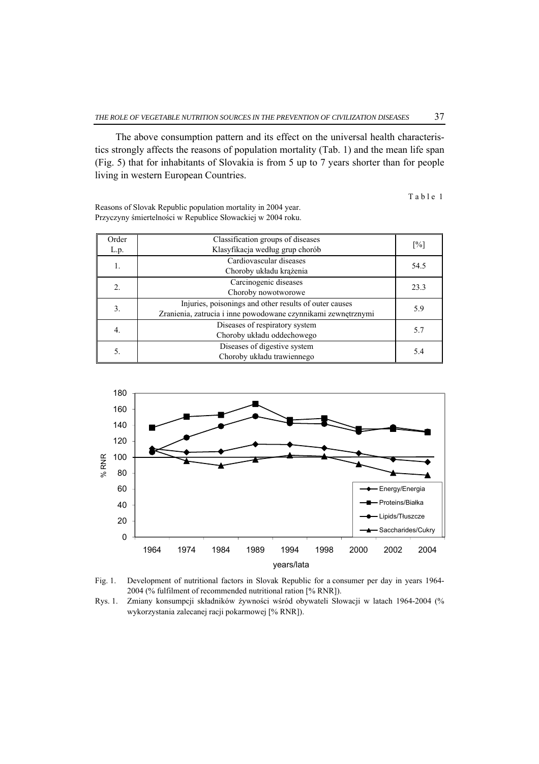The above consumption pattern and its effect on the universal health characteristics strongly affects the reasons of population mortality (Tab. 1) and the mean life span (Fig. 5) that for inhabitants of Slovakia is from 5 up to 7 years shorter than for people living in western European Countries.

Table 1

Reasons of Slovak Republic population mortality in 2004 year.
Przyczyny śmiertelności w Republice Słowackiej w 2004 roku.

| Order<br>L.p. | Classification groups of diseases<br>Klasyfikacja według grup chorób | [%] |
|---|---|---|
| 1. | Cardiovascular diseases<br>Choroby układu krążenia | 54.5 |
| 2. | Carcinogenic diseases<br>Choroby nowotworowe | 23.3 |
| 3. | Injuries, poisonings and other results of outer causes<br>Zranienia, zatrucia i inne powodowane czynnikami zewnętrznymi | 5.9 |
| 4. | Diseases of respiratory system<br>Choroby układu oddechowego | 5.7 |
| 5. | Diseases of digestive system<br>Choroby układu trawiennego | 5.4 |

Fig. 1. Development of nutritional factors in Slovak Republic for a consumer per day in years 1964-2004 (% fulfilment of recommended nutritional ration [% RNR]).

Rys. 1. Zmiany konsumpcji składników żywności wśród obywateli Słowacji w latach 1964-2004 (% wykorzystania zalecanej racji pokarmowej [% RNR]).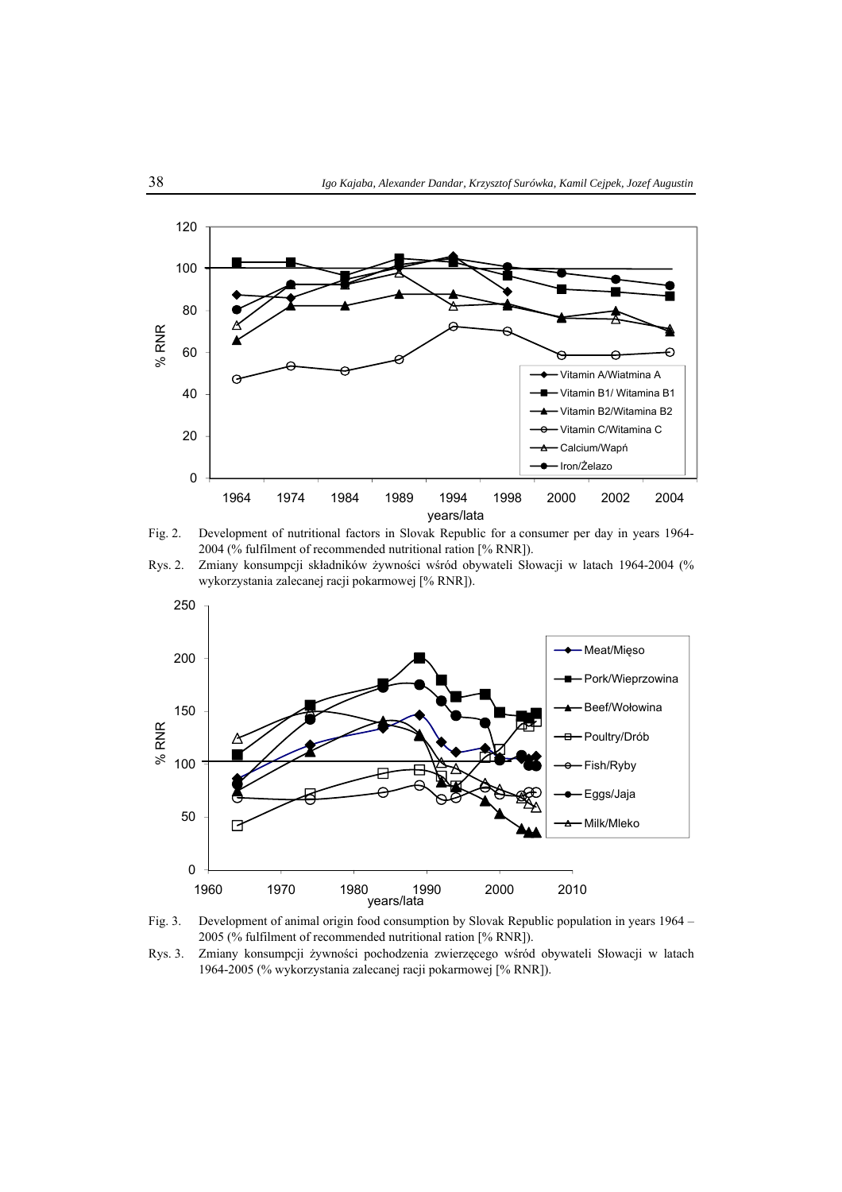Fig. 2. Development of nutritional factors in Slovak Republic for a consumer per day in years 1964-2004 (% fulfilment of recommended nutritional ration [% RNR]).

Rys. 2. Zmiany konsumpcji składników żywności wśród obywateli Słowacji w latach 1964-2004 (% wykorzystania zalecanej racji pokarmowej [% RNR]).

Fig. 3. Development of animal origin food consumption by Slovak Republic population in years 1964 – 2005 (% fulfilment of recommended nutritional ration [% RNR]).

Rys. 3. Zmiany konsumpcji żywności pochodzenia zwierzęcego wśród obywateli Słowacji w latach 1964-2005 (% wykorzystania zalecanej racji pokarmowej [% RNR]).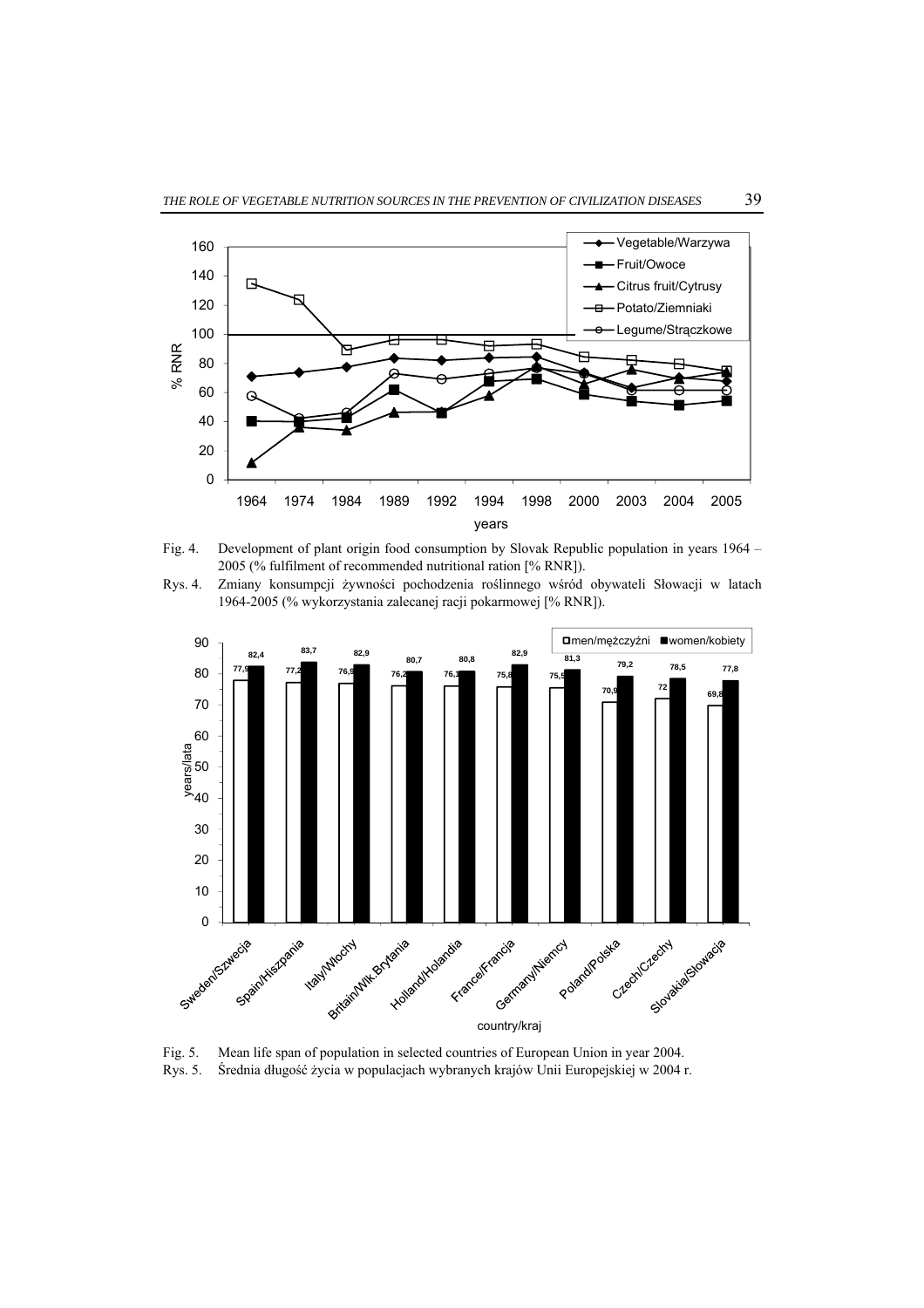Fig. 4. Development of plant origin food consumption by Slovak Republic population in years 1964 – 2005 (% fulfilment of recommended nutritional ration [% RNR]).

Rys. 4. Zmiany konsumpcji żywności pochodzenia roślinnego wśród obywateli Słowacji w latach 1964-2005 (% wykorzystania zalecanej racji pokarmowej [% RNR]).

Fig. 5. Mean life span of population in selected countries of European Union in year 2004.

Rys. 5. Średnia długość życia w populacjach wybranych krajów Unii Europejskiej w 2004 r.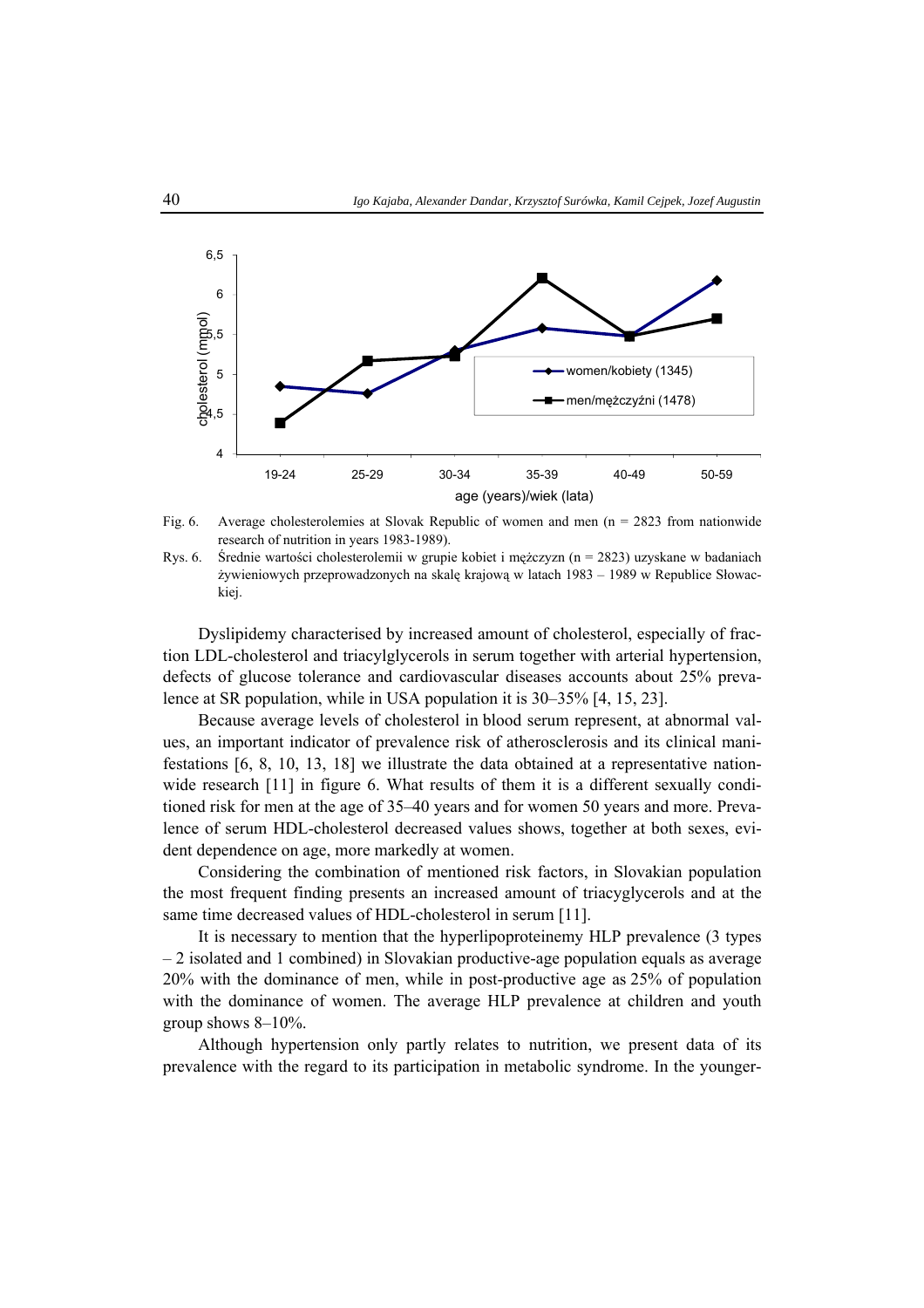Fig. 6. Average cholesterolemies at Slovak Republic of women and men (n = 2823 from nationwide research of nutrition in years 1983-1989).

Rys. 6. Średnie wartości cholesterolemii w grupie kobiet i mężczyzn (n = 2823) uzyskane w badaniach żywieniowych przeprowadzonych na skalę krajową w latach 1983 – 1989 w Republice Słowackiej.

Dyslipidemy characterised by increased amount of cholesterol, especially of fraction LDL-cholesterol and triacylglycerols in serum together with arterial hypertension, defects of glucose tolerance and cardiovascular diseases accounts about 25% prevalence at SR population, while in USA population it is 30–35% [4, 15, 23].

Because average levels of cholesterol in blood serum represent, at abnormal values, an important indicator of prevalence risk of atherosclerosis and its clinical manifestations [6, 8, 10, 13, 18] we illustrate the data obtained at a representative nationwide research [11] in figure 6. What results of them it is a different sexually conditioned risk for men at the age of 35–40 years and for women 50 years and more. Prevalence of serum HDL-cholesterol decreased values shows, together at both sexes, evident dependence on age, more markedly at women.

Considering the combination of mentioned risk factors, in Slovakian population the most frequent finding presents an increased amount of triacyglycerols and at the same time decreased values of HDL-cholesterol in serum [11].

It is necessary to mention that the hyperlipoproteinemy HLP prevalence (3 types – 2 isolated and 1 combined) in Slovakian productive-age population equals as average 20% with the dominance of men, while in post-productive age as 25% of population with the dominance of women. The average HLP prevalence at children and youth group shows 8–10%.

Although hypertension only partly relates to nutrition, we present data of its prevalence with the regard to its participation in metabolic syndrome. In the younger-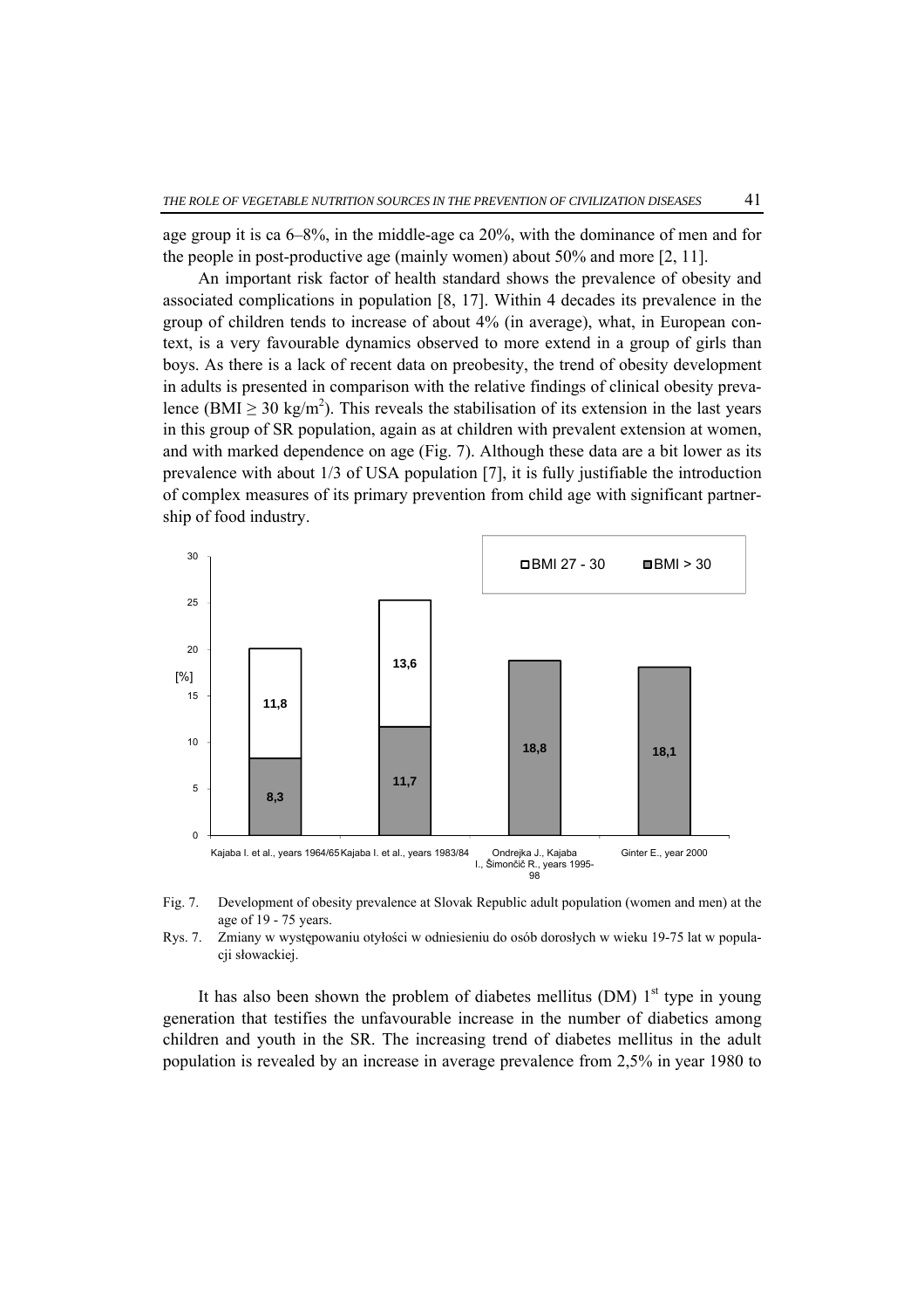age group it is ca 6–8%, in the middle-age ca 20%, with the dominance of men and for the people in post-productive age (mainly women) about 50% and more [2, 11].

An important risk factor of health standard shows the prevalence of obesity and associated complications in population [8, 17]. Within 4 decades its prevalence in the group of children tends to increase of about 4% (in average), what, in European context, is a very favourable dynamics observed to more extend in a group of girls than boys. As there is a lack of recent data on preobesity, the trend of obesity development in adults is presented in comparison with the relative findings of clinical obesity prevalence (BMI $\geq 30$ kg/m$^2$). This reveals the stabilisation of its extension in the last years in this group of SR population, again as at children with prevalent extension at women, and with marked dependence on age (Fig. 7). Although these data are a bit lower as its prevalence with about 1/3 of USA population [7], it is fully justifiable the introduction of complex measures of its primary prevention from child age with significant partnership of food industry.

| [%] | BMI 27 - 30 | BMI > 30 |
|---|---|---|
| Kajaba I. et al., years 1964/65 | 11,8 | 8,3 |
| Kajaba I. et al., years 1983/84 | 13,6 | 11,7 |
| Ondrejka J., Kajaba I., Šimončič R., years 1995-98 | | 18,8 |
| Ginter E., year 2000 | | 18,1 |

Fig. 7. Development of obesity prevalence at Slovak Republic adult population (women and men) at the age of 19 - 75 years.

Rys. 7. Zmiany w występowaniu otyłości w odniesieniu do osób dorosłych w wieku 19-75 lat w populacji słowackiej.

It has also been shown the problem of diabetes mellitus (DM) 1st type in young generation that testifies the unfavourable increase in the number of diabetics among children and youth in the SR. The increasing trend of diabetes mellitus in the adult population is revealed by an increase in average prevalence from 2,5% in year 1980 to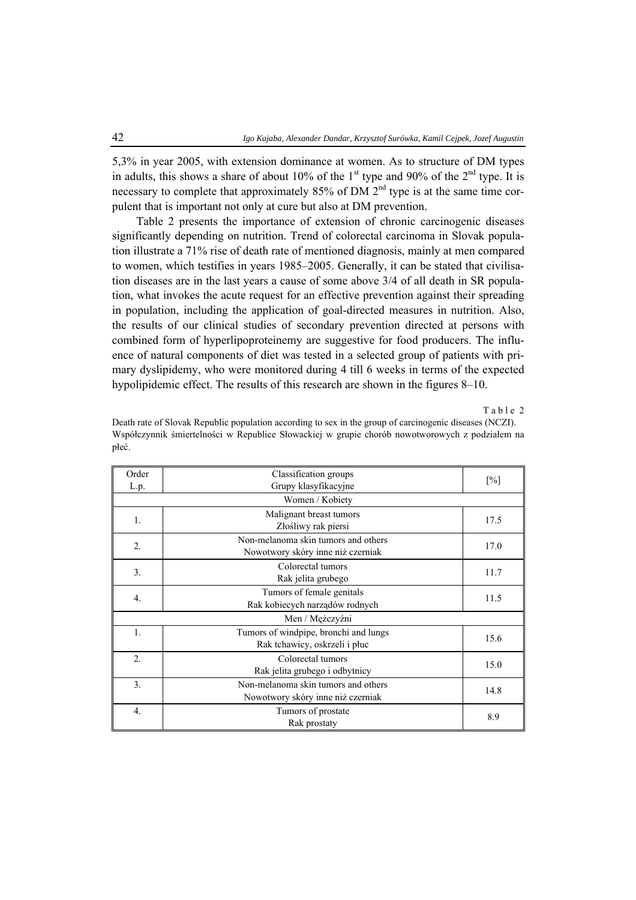5,3% in year 2005, with extension dominance at women. As to structure of DM types in adults, this shows a share of about 10% of the 1[st] type and 90% of the 2[nd] type. It is necessary to complete that approximately 85% of DM 2[nd] type is at the same time corpulent that is important not only at cure but also at DM prevention.

Table 2 presents the importance of extension of chronic carcinogenic diseases significantly depending on nutrition. Trend of colorectal carcinoma in Slovak population illustrate a 71% rise of death rate of mentioned diagnosis, mainly at men compared to women, which testifies in years 1985–2005. Generally, it can be stated that civilisation diseases are in the last years a cause of some above 3/4 of all death in SR population, what invokes the acute request for an effective prevention against their spreading in population, including the application of goal-directed measures in nutrition. Also, the results of our clinical studies of secondary prevention directed at persons with combined form of hyperlipoproteinemy are suggestive for food producers. The influence of natural components of diet was tested in a selected group of patients with primary dyslipidemy, who were monitored during 4 till 6 weeks in terms of the expected hypolipidemic effect. The results of this research are shown in the figures 8–10.

Table 2

Death rate of Slovak Republic population according to sex in the group of carcinogenic diseases (NCZI).
Współczynnik śmiertelności w Republice Słowackiej w grupie chorób nowotworowych z podziałem na płeć.

| Order<br>L.p. | Classification groups<br>Grupy klasyfikacyjne | [%] |
|---|---|---|
| | Women / Kobiety | |
| 1. | Malignant breast tumors<br>Złośliwy rak piersi | 17.5 |
| 2. | Non-melanoma skin tumors and others<br>Nowotwory skóry inne niż czerniak | 17.0 |
| 3. | Colorectal tumors<br>Rak jelita grubego | 11.7 |
| 4. | Tumors of female genitals<br>Rak kobiecych narządów rodnych | 11.5 |
| | Men / Mężczyźni | |
| 1. | Tumors of windpipe, bronchi and lungs<br>Rak tchawicy, oskrzeli i płuc | 15.6 |
| 2. | Colorectal tumors<br>Rak jelita grubego i odbytnicy | 15.0 |
| 3. | Non-melanoma skin tumors and others<br>Nowotwory skóry inne niż czerniak | 14.8 |
| 4. | Tumors of prostate<br>Rak prostaty | 8.9 |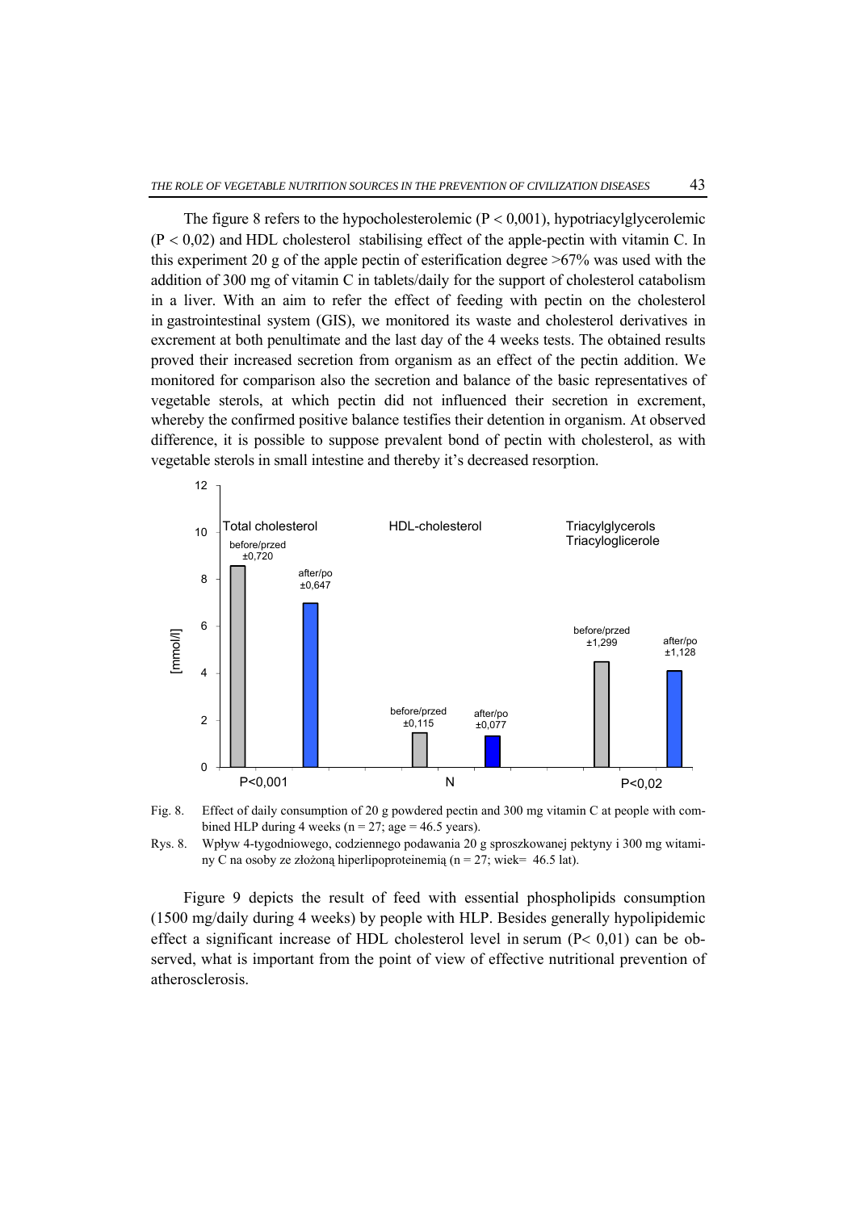The figure 8 refers to the hypocholesterolemic ($P < 0{,}001$), hypotriacylglycerolemic ($P < 0{,}02$) and HDL cholesterol stabilising effect of the apple-pectin with vitamin C. In this experiment 20 g of the apple pectin of esterification degree >67% was used with the addition of 300 mg of vitamin C in tablets/daily for the support of cholesterol catabolism in a liver. With an aim to refer the effect of feeding with pectin on the cholesterol in gastrointestinal system (GIS), we monitored its waste and cholesterol derivatives in excrement at both penultimate and the last day of the 4 weeks tests. The obtained results proved their increased secretion from organism as an effect of the pectin addition. We monitored for comparison also the secretion and balance of the basic representatives of vegetable sterols, at which pectin did not influenced their secretion in excrement, whereby the confirmed positive balance testifies their detention in organism. At observed difference, it is possible to suppose prevalent bond of pectin with cholesterol, as with vegetable sterols in small intestine and thereby it's decreased resorption.

| [mmol/l] | Total cholesterol | HDL-cholesterol | Triacylglycerols / Triacyloglicerole |
|---|---|---|---|
| before/przed | ≈8.6 (±0,720) | ≈1.5 (±0,115) | ≈4.5 (±1,299) |
| after/po | ≈7.0 (±0,647) | ≈1.3 (±0,077) | ≈4.1 (±1,128) |
| Significance | P<0,001 | N | P<0,02 |

Fig. 8. Effect of daily consumption of 20 g powdered pectin and 300 mg vitamin C at people with combined HLP during 4 weeks (n = 27; age = 46.5 years).

Rys. 8. Wpływ 4-tygodniowego, codziennego podawania 20 g sproszkowanej pektyny i 300 mg witaminy C na osoby ze złożoną hiperlipoproteinemią (n = 27; wiek= 46.5 lat).

Figure 9 depicts the result of feed with essential phospholipids consumption (1500 mg/daily during 4 weeks) by people with HLP. Besides generally hypolipidemic effect a significant increase of HDL cholesterol level in serum ($P < 0{,}01$) can be observed, what is important from the point of view of effective nutritional prevention of atherosclerosis.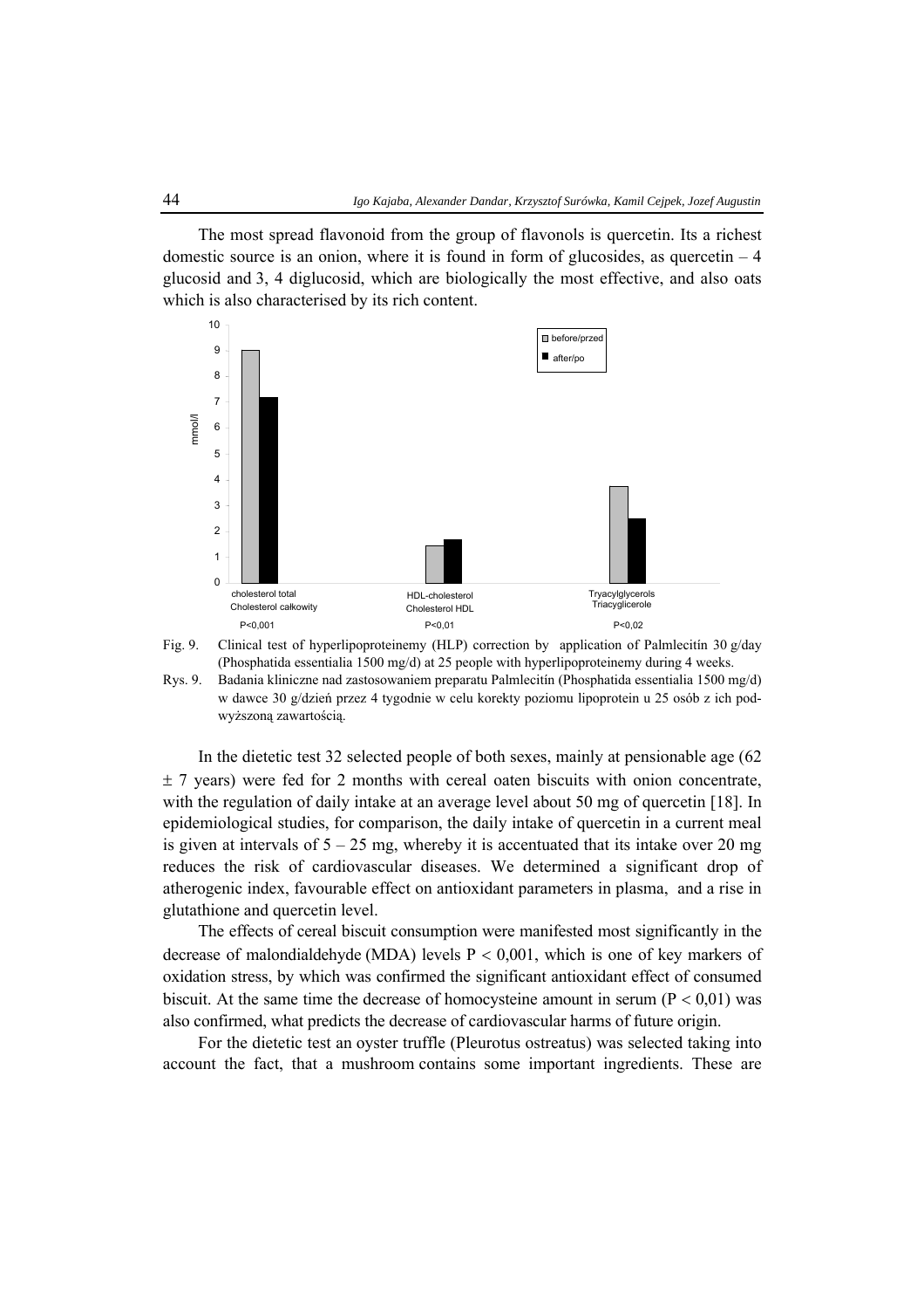The most spread flavonoid from the group of flavonols is quercetin. Its a richest domestic source is an onion, where it is found in form of glucosides, as quercetin – 4 glucosid and 3, 4 diglucosid, which are biologically the most effective, and also oats which is also characterised by its rich content.

Fig. 9. Clinical test of hyperlipoproteinemy (HLP) correction by application of Palmlecitín 30 g/day (Phosphatida essentialia 1500 mg/d) at 25 people with hyperlipoproteinemy during 4 weeks.

Rys. 9. Badania kliniczne nad zastosowaniem preparatu Palmlecitín (Phosphatida essentialia 1500 mg/d) w dawce 30 g/dzień przez 4 tygodnie w celu korekty poziomu lipoprotein u 25 osób z ich podwyższoną zawartością.

In the dietetic test 32 selected people of both sexes, mainly at pensionable age (62 ± 7 years) were fed for 2 months with cereal oaten biscuits with onion concentrate, with the regulation of daily intake at an average level about 50 mg of quercetin [18]. In epidemiological studies, for comparison, the daily intake of quercetin in a current meal is given at intervals of 5 – 25 mg, whereby it is accentuated that its intake over 20 mg reduces the risk of cardiovascular diseases. We determined a significant drop of atherogenic index, favourable effect on antioxidant parameters in plasma, and a rise in glutathione and quercetin level.

The effects of cereal biscuit consumption were manifested most significantly in the decrease of malondialdehyde (MDA) levels $P < 0{,}001$, which is one of key markers of oxidation stress, by which was confirmed the significant antioxidant effect of consumed biscuit. At the same time the decrease of homocysteine amount in serum ($P < 0{,}01$) was also confirmed, what predicts the decrease of cardiovascular harms of future origin.

For the dietetic test an oyster truffle (Pleurotus ostreatus) was selected taking into account the fact, that a mushroom contains some important ingredients. These are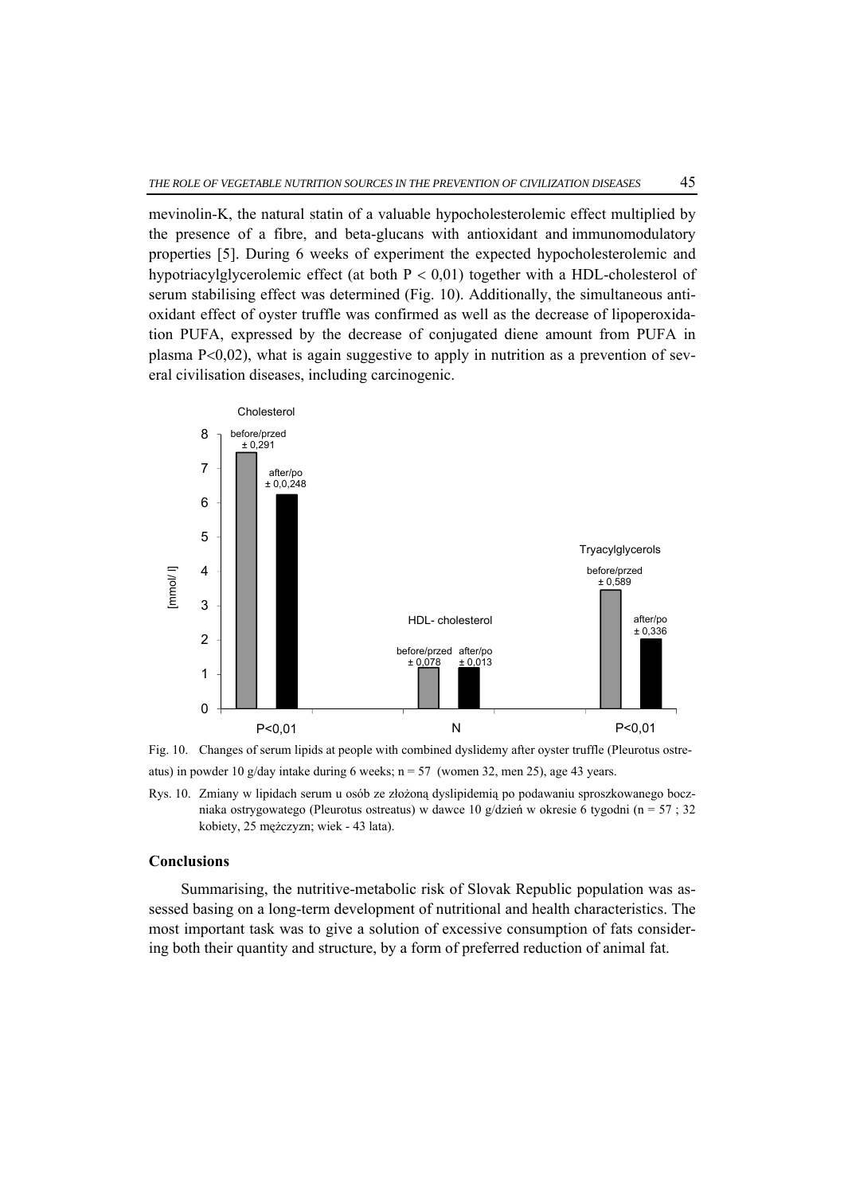mevinolin-K, the natural statin of a valuable hypocholesterolemic effect multiplied by the presence of a fibre, and beta-glucans with antioxidant and immunomodulatory properties [5]. During 6 weeks of experiment the expected hypocholesterolemic and hypotriacylglycerolemic effect (at both $P < 0,01$) together with a HDL-cholesterol of serum stabilising effect was determined (Fig. 10). Additionally, the simultaneous antioxidant effect of oyster truffle was confirmed as well as the decrease of lipoperoxidation PUFA, expressed by the decrease of conjugated diene amount from PUFA in plasma $P<0,02$), what is again suggestive to apply in nutrition as a prevention of several civilisation diseases, including carcinogenic.

Fig. 10. Changes of serum lipids at people with combined dyslidemy after oyster truffle (Pleurotus ostreatus) in powder 10 g/day intake during 6 weeks; n = 57 (women 32, men 25), age 43 years.

Rys. 10. Zmiany w lipidach serum u osób ze złożoną dyslipidemią po podawaniu sproszkowanego boczniaka ostrygowatego (Pleurotus ostreatus) w dawce 10 g/dzień w okresie 6 tygodni (n = 57 ; 32 kobiety, 25 mężczyzn; wiek - 43 lata).

## Conclusions

Summarising, the nutritive-metabolic risk of Slovak Republic population was assessed basing on a long-term development of nutritional and health characteristics. The most important task was to give a solution of excessive consumption of fats considering both their quantity and structure, by a form of preferred reduction of animal fat.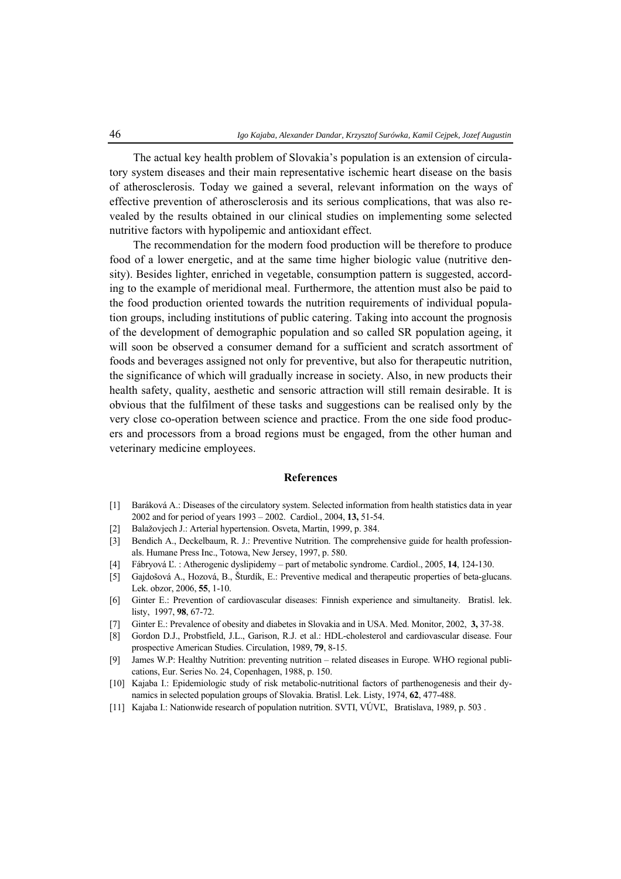The actual key health problem of Slovakia's population is an extension of circulatory system diseases and their main representative ischemic heart disease on the basis of atherosclerosis. Today we gained a several, relevant information on the ways of effective prevention of atherosclerosis and its serious complications, that was also revealed by the results obtained in our clinical studies on implementing some selected nutritive factors with hypolipemic and antioxidant effect.

The recommendation for the modern food production will be therefore to produce food of a lower energetic, and at the same time higher biologic value (nutritive density). Besides lighter, enriched in vegetable, consumption pattern is suggested, according to the example of meridional meal. Furthermore, the attention must also be paid to the food production oriented towards the nutrition requirements of individual population groups, including institutions of public catering. Taking into account the prognosis of the development of demographic population and so called SR population ageing, it will soon be observed a consumer demand for a sufficient and scratch assortment of foods and beverages assigned not only for preventive, but also for therapeutic nutrition, the significance of which will gradually increase in society. Also, in new products their health safety, quality, aesthetic and sensoric attraction will still remain desirable. It is obvious that the fulfilment of these tasks and suggestions can be realised only by the very close co-operation between science and practice. From the one side food producers and processors from a broad regions must be engaged, from the other human and veterinary medicine employees.

## References

[1] Baráková A.: Diseases of the circulatory system. Selected information from health statistics data in year 2002 and for period of years 1993 – 2002. Cardiol., 2004, **13,** 51-54.

[2] Balažovjech J.: Arterial hypertension. Osveta, Martin, 1999, p. 384.

[3] Bendich A., Deckelbaum, R. J.: Preventive Nutrition. The comprehensive guide for health professionals. Humane Press Inc., Totowa, New Jersey, 1997, p. 580.

[4] Fábryová Ľ. : Atherogenic dyslipidemy – part of metabolic syndrome. Cardiol., 2005, **14**, 124-130.

[5] Gajdošová A., Hozová, B., Šturdík, E.: Preventive medical and therapeutic properties of beta-glucans. Lek. obzor, 2006, **55**, 1-10.

[6] Ginter E.: Prevention of cardiovascular diseases: Finnish experience and simultaneity. Bratisl. lek. listy, 1997, **98**, 67-72.

[7] Ginter E.: Prevalence of obesity and diabetes in Slovakia and in USA. Med. Monitor, 2002, **3,** 37-38.

[8] Gordon D.J., Probstfield, J.L., Garison, R.J. et al.: HDL-cholesterol and cardiovascular disease. Four prospective American Studies. Circulation, 1989, **79**, 8-15.

[9] James W.P: Healthy Nutrition: preventing nutrition – related diseases in Europe. WHO regional publications, Eur. Series No. 24, Copenhagen, 1988, p. 150.

[10] Kajaba I.: Epidemiologic study of risk metabolic-nutritional factors of parthenogenesis and their dynamics in selected population groups of Slovakia. Bratisl. Lek. Listy, 1974, **62**, 477-488.

[11] Kajaba I.: Nationwide research of population nutrition. SVTI, VÚVĽ, Bratislava, 1989, p. 503 .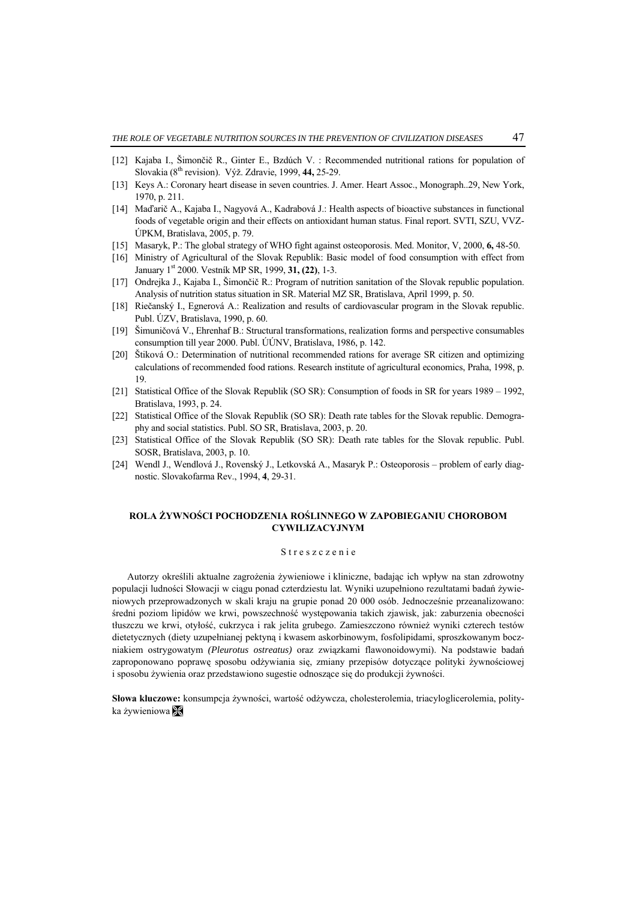[12] Kajaba I., Šimončič R., Ginter E., Bzdúch V. : Recommended nutritional rations for population of Slovakia (8[th] revision). Výž. Zdravie, 1999, **44,** 25-29.

[13] Keys A.: Coronary heart disease in seven countries. J. Amer. Heart Assoc., Monograph..29, New York, 1970, p. 211.

[14] Maďarič A., Kajaba I., Nagyová A., Kadrabová J.: Health aspects of bioactive substances in functional foods of vegetable origin and their effects on antioxidant human status. Final report. SVTI, SZU, VVZ-ÚPKM, Bratislava, 2005, p. 79.

[15] Masaryk, P.: The global strategy of WHO fight against osteoporosis. Med. Monitor, V, 2000, **6,** 48-50.

[16] Ministry of Agricultural of the Slovak Republik: Basic model of food consumption with effect from January 1[st] 2000. Vestník MP SR, 1999, **31, (22)**, 1-3.

[17] Ondrejka J., Kajaba I., Šimončič R.: Program of nutrition sanitation of the Slovak republic population. Analysis of nutrition status situation in SR. Material MZ SR, Bratislava, April 1999, p. 50.

[18] Riečanský I., Egnerová A.: Realization and results of cardiovascular program in the Slovak republic. Publ. ÚZV, Bratislava, 1990, p. 60.

[19] Šimuničová V., Ehrenhaf B.: Structural transformations, realization forms and perspective consumables consumption till year 2000. Publ. ÚÚNV, Bratislava, 1986, p. 142.

[20] Štiková O.: Determination of nutritional recommended rations for average SR citizen and optimizing calculations of recommended food rations. Research institute of agricultural economics, Praha, 1998, p. 19.

[21] Statistical Office of the Slovak Republik (SO SR): Consumption of foods in SR for years 1989 – 1992, Bratislava, 1993, p. 24.

[22] Statistical Office of the Slovak Republik (SO SR): Death rate tables for the Slovak republic. Demography and social statistics. Publ. SO SR, Bratislava, 2003, p. 20.

[23] Statistical Office of the Slovak Republik (SO SR): Death rate tables for the Slovak republic. Publ. SOSR, Bratislava, 2003, p. 10.

[24] Wendl J., Wendlová J., Rovenský J., Letkovská A., Masaryk P.: Osteoporosis – problem of early diagnostic. Slovakofarma Rev., 1994, **4**, 29-31.

## ROLA ŻYWNOŚCI POCHODZENIA ROŚLINNEGO W ZAPOBIEGANIU CHOROBOM CYWILIZACYJNYM

S t r e s z c z e n i e

Autorzy określili aktualne zagrożenia żywieniowe i kliniczne, badając ich wpływ na stan zdrowotny populacji ludności Słowacji w ciągu ponad czterdziestu lat. Wyniki uzupełniono rezultatami badań żywieniowych przeprowadzonych w skali kraju na grupie ponad 20 000 osób. Jednocześnie przeanalizowano: średni poziom lipidów we krwi, powszechność występowania takich zjawisk, jak: zaburzenia obecności tłuszczu we krwi, otyłość, cukrzyca i rak jelita grubego. Zamieszczono również wyniki czterech testów dietetycznych (diety uzupełnianej pektyną i kwasem askorbinowym, fosfolipidami, sproszkowanym boczniakiem ostrygowatym *(Pleurotus ostreatus)* oraz związkami flawonoidowymi). Na podstawie badań zaproponowano poprawę sposobu odżywiania się, zmiany przepisów dotyczące polityki żywnościowej i sposobu żywienia oraz przedstawiono sugestie odnoszące się do produkcji żywności.

**Słowa kluczowe:** konsumpcja żywności, wartość odżywcza, cholesterolemia, triacyloglicerolemia, polityka żywieniowa